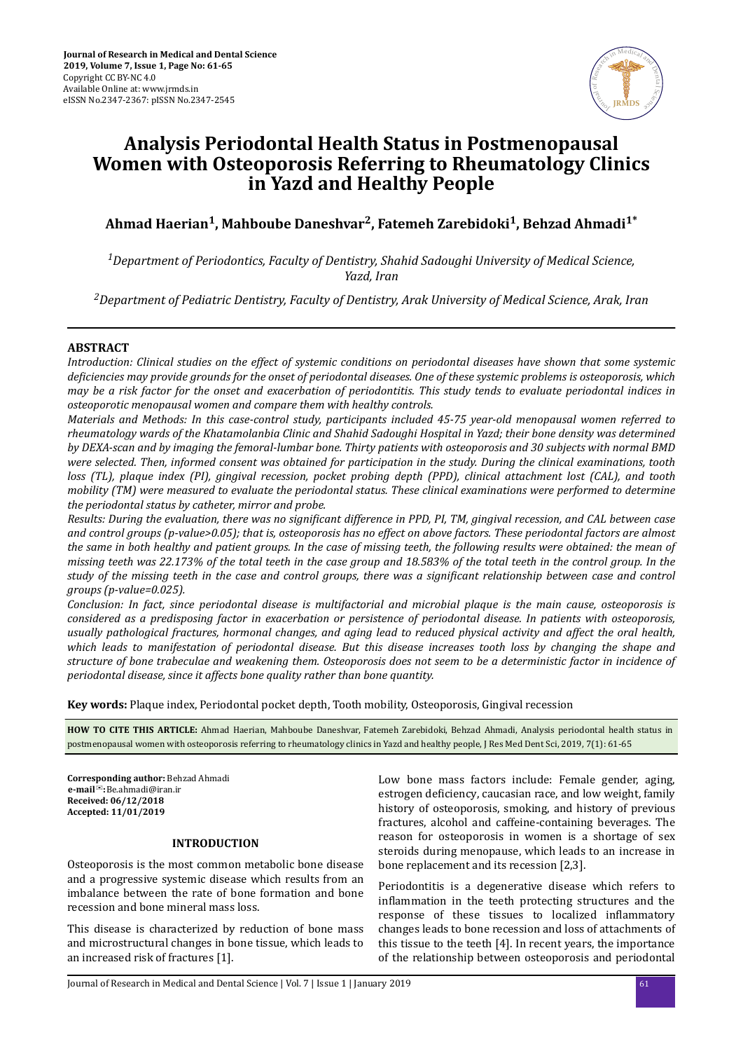Journal of Research in Medical and Dental Science
2019, Volume 7, Issue 1, Page No: 61-65
Copyright CC BY-NC 4.0
Available Online at: www.jrmds.in
eISSN No.2347-2367: pISSN No.2347-2545

# Analysis Periodontal Health Status in Postmenopausal Women with Osteoporosis Referring to Rheumatology Clinics in Yazd and Healthy People

**Ahmad Haerian[1], Mahboube Daneshvar[2], Fatemeh Zarebidoki[1], Behzad Ahmadi[1]***

*[1]Department of Periodontics, Faculty of Dentistry, Shahid Sadoughi University of Medical Science, Yazd, Iran*

*[2]Department of Pediatric Dentistry, Faculty of Dentistry, Arak University of Medical Science, Arak, Iran*

---

## ABSTRACT

*Introduction: Clinical studies on the effect of systemic conditions on periodontal diseases have shown that some systemic deficiencies may provide grounds for the onset of periodontal diseases. One of these systemic problems is osteoporosis, which may be a risk factor for the onset and exacerbation of periodontitis. This study tends to evaluate periodontal indices in osteoporotic menopausal women and compare them with healthy controls.*

*Materials and Methods: In this case-control study, participants included 45-75 year-old menopausal women referred to rheumatology wards of the Khatamolanbia Clinic and Shahid Sadoughi Hospital in Yazd; their bone density was determined by DEXA-scan and by imaging the femoral-lumbar bone. Thirty patients with osteoporosis and 30 subjects with normal BMD were selected. Then, informed consent was obtained for participation in the study. During the clinical examinations, tooth loss (TL), plaque index (PI), gingival recession, pocket probing depth (PPD), clinical attachment lost (CAL), and tooth mobility (TM) were measured to evaluate the periodontal status. These clinical examinations were performed to determine the periodontal status by catheter, mirror and probe.*

*Results: During the evaluation, there was no significant difference in PPD, PI, TM, gingival recession, and CAL between case and control groups (p-value>0.05); that is, osteoporosis has no effect on above factors. These periodontal factors are almost the same in both healthy and patient groups. In the case of missing teeth, the following results were obtained: the mean of missing teeth was 22.173% of the total teeth in the case group and 18.583% of the total teeth in the control group. In the study of the missing teeth in the case and control groups, there was a significant relationship between case and control groups (p-value=0.025).*

*Conclusion: In fact, since periodontal disease is multifactorial and microbial plaque is the main cause, osteoporosis is considered as a predisposing factor in exacerbation or persistence of periodontal disease. In patients with osteoporosis, usually pathological fractures, hormonal changes, and aging lead to reduced physical activity and affect the oral health, which leads to manifestation of periodontal disease. But this disease increases tooth loss by changing the shape and structure of bone trabeculae and weakening them. Osteoporosis does not seem to be a deterministic factor in incidence of periodontal disease, since it affects bone quality rather than bone quantity.*

**Key words:** Plaque index, Periodontal pocket depth, Tooth mobility, Osteoporosis, Gingival recession

**HOW TO CITE THIS ARTICLE:** Ahmad Haerian, Mahboube Daneshvar, Fatemeh Zarebidoki, Behzad Ahmadi, Analysis periodontal health status in postmenopausal women with osteoporosis referring to rheumatology clinics in Yazd and healthy people, J Res Med Dent Sci, 2019, 7(1): 61-65

**Corresponding author:** Behzad Ahmadi
**e-mail:** Be.ahmadi@iran.ir
**Received: 06/12/2018**
**Accepted: 11/01/2019**

## INTRODUCTION

Osteoporosis is the most common metabolic bone disease and a progressive systemic disease which results from an imbalance between the rate of bone formation and bone recession and bone mineral mass loss.

This disease is characterized by reduction of bone mass and microstructural changes in bone tissue, which leads to an increased risk of fractures [1].

Low bone mass factors include: Female gender, aging, estrogen deficiency, caucasian race, and low weight, family history of osteoporosis, smoking, and history of previous fractures, alcohol and caffeine-containing beverages. The reason for osteoporosis in women is a shortage of sex steroids during menopause, which leads to an increase in bone replacement and its recession [2,3].

Periodontitis is a degenerative disease which refers to inflammation in the teeth protecting structures and the response of these tissues to localized inflammatory changes leads to bone recession and loss of attachments of this tissue to the teeth [4]. In recent years, the importance of the relationship between osteoporosis and periodontal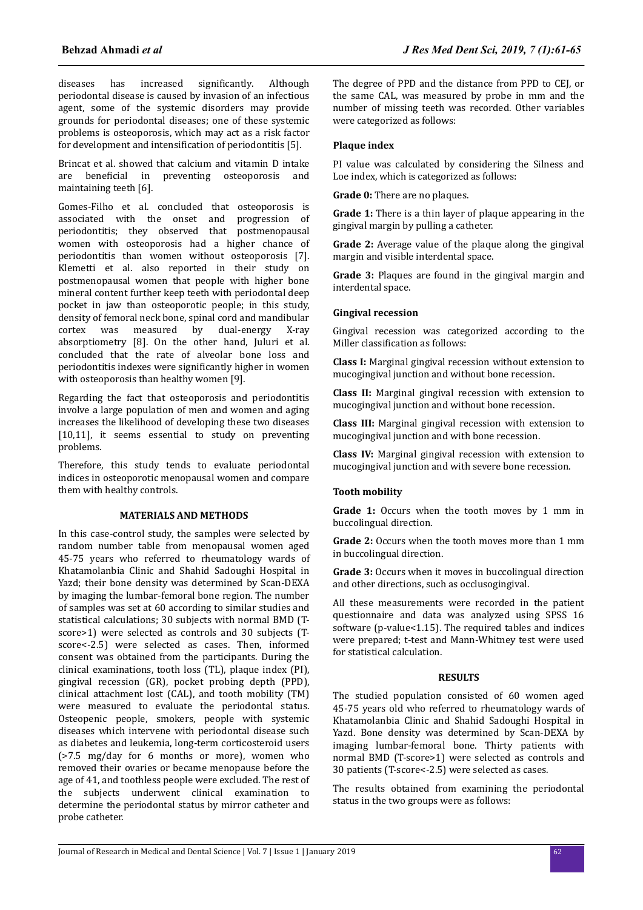diseases has increased significantly. Although periodontal disease is caused by invasion of an infectious agent, some of the systemic disorders may provide grounds for periodontal diseases; one of these systemic problems is osteoporosis, which may act as a risk factor for development and intensification of periodontitis [5].

Brincat et al. showed that calcium and vitamin D intake are beneficial in preventing osteoporosis and maintaining teeth [6].

Gomes-Filho et al. concluded that osteoporosis is associated with the onset and progression of periodontitis; they observed that postmenopausal women with osteoporosis had a higher chance of periodontitis than women without osteoporosis [7]. Klemetti et al. also reported in their study on postmenopausal women that people with higher bone mineral content further keep teeth with periodontal deep pocket in jaw than osteoporotic people; in this study, density of femoral neck bone, spinal cord and mandibular cortex was measured by dual-energy X-ray absorptiometry [8]. On the other hand, Juluri et al. concluded that the rate of alveolar bone loss and periodontitis indexes were significantly higher in women with osteoporosis than healthy women [9].

Regarding the fact that osteoporosis and periodontitis involve a large population of men and women and aging increases the likelihood of developing these two diseases [10,11], it seems essential to study on preventing problems.

Therefore, this study tends to evaluate periodontal indices in osteoporotic menopausal women and compare them with healthy controls.

## MATERIALS AND METHODS

In this case-control study, the samples were selected by random number table from menopausal women aged 45-75 years who referred to rheumatology wards of Khatamolanbia Clinic and Shahid Sadoughi Hospital in Yazd; their bone density was determined by Scan-DEXA by imaging the lumbar-femoral bone region. The number of samples was set at 60 according to similar studies and statistical calculations; 30 subjects with normal BMD (T-score>1) were selected as controls and 30 subjects (T-score<-2.5) were selected as cases. Then, informed consent was obtained from the participants. During the clinical examinations, tooth loss (TL), plaque index (PI), gingival recession (GR), pocket probing depth (PPD), clinical attachment lost (CAL), and tooth mobility (TM) were measured to evaluate the periodontal status. Osteopenic people, smokers, people with systemic diseases which intervene with periodontal disease such as diabetes and leukemia, long-term corticosteroid users (>7.5 mg/day for 6 months or more), women who removed their ovaries or became menopause before the age of 41, and toothless people were excluded. The rest of the subjects underwent clinical examination to determine the periodontal status by mirror catheter and probe catheter.

The degree of PPD and the distance from PPD to CEJ, or the same CAL, was measured by probe in mm and the number of missing teeth was recorded. Other variables were categorized as follows:

### Plaque index

PI value was calculated by considering the Silness and Loe index, which is categorized as follows:

**Grade 0:** There are no plaques.

**Grade 1:** There is a thin layer of plaque appearing in the gingival margin by pulling a catheter.

**Grade 2:** Average value of the plaque along the gingival margin and visible interdental space.

**Grade 3:** Plaques are found in the gingival margin and interdental space.

### Gingival recession

Gingival recession was categorized according to the Miller classification as follows:

**Class I:** Marginal gingival recession without extension to mucogingival junction and without bone recession.

**Class II:** Marginal gingival recession with extension to mucogingival junction and without bone recession.

**Class III:** Marginal gingival recession with extension to mucogingival junction and with bone recession.

**Class IV:** Marginal gingival recession with extension to mucogingival junction and with severe bone recession.

### Tooth mobility

**Grade 1:** Occurs when the tooth moves by 1 mm in buccolingual direction.

**Grade 2:** Occurs when the tooth moves more than 1 mm in buccolingual direction.

**Grade 3:** Occurs when it moves in buccolingual direction and other directions, such as occlusogingival.

All these measurements were recorded in the patient questionnaire and data was analyzed using SPSS 16 software (p-value<1.15). The required tables and indices were prepared; t-test and Mann-Whitney test were used for statistical calculation.

## RESULTS

The studied population consisted of 60 women aged 45-75 years old who referred to rheumatology wards of Khatamolanbia Clinic and Shahid Sadoughi Hospital in Yazd. Bone density was determined by Scan-DEXA by imaging lumbar-femoral bone. Thirty patients with normal BMD (T-score>1) were selected as controls and 30 patients (T-score<-2.5) were selected as cases.

The results obtained from examining the periodontal status in the two groups were as follows: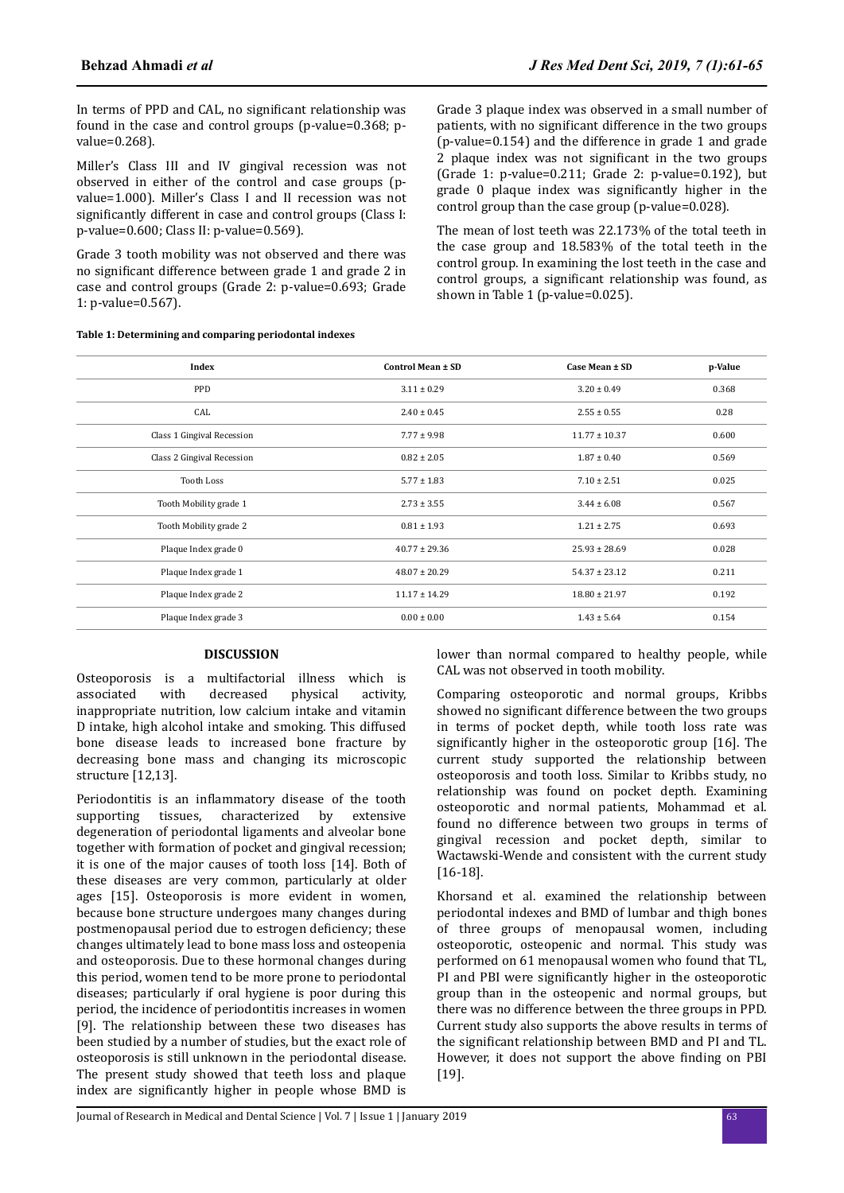In terms of PPD and CAL, no significant relationship was found in the case and control groups (p-value=0.368; p-value=0.268).

Miller's Class III and IV gingival recession was not observed in either of the control and case groups (p-value=1.000). Miller's Class I and II recession was not significantly different in case and control groups (Class I: p-value=0.600; Class II: p-value=0.569).

Grade 3 tooth mobility was not observed and there was no significant difference between grade 1 and grade 2 in case and control groups (Grade 2: p-value=0.693; Grade 1: p-value=0.567).

Grade 3 plaque index was observed in a small number of patients, with no significant difference in the two groups (p-value=0.154) and the difference in grade 1 and grade 2 plaque index was not significant in the two groups (Grade 1: p-value=0.211; Grade 2: p-value=0.192), but grade 0 plaque index was significantly higher in the control group than the case group (p-value=0.028).

The mean of lost teeth was 22.173% of the total teeth in the case group and 18.583% of the total teeth in the control group. In examining the lost teeth in the case and control groups, a significant relationship was found, as shown in Table 1 (p-value=0.025).

**Table 1: Determining and comparing periodontal indexes**

| Index | Control Mean ± SD | Case Mean ± SD | p-Value |
|---|---|---|---|
| PPD | 3.11 ± 0.29 | 3.20 ± 0.49 | 0.368 |
| CAL | 2.40 ± 0.45 | 2.55 ± 0.55 | 0.28 |
| Class 1 Gingival Recession | 7.77 ± 9.98 | 11.77 ± 10.37 | 0.600 |
| Class 2 Gingival Recession | 0.82 ± 2.05 | 1.87 ± 0.40 | 0.569 |
| Tooth Loss | 5.77 ± 1.83 | 7.10 ± 2.51 | 0.025 |
| Tooth Mobility grade 1 | 2.73 ± 3.55 | 3.44 ± 6.08 | 0.567 |
| Tooth Mobility grade 2 | 0.81 ± 1.93 | 1.21 ± 2.75 | 0.693 |
| Plaque Index grade 0 | 40.77 ± 29.36 | 25.93 ± 28.69 | 0.028 |
| Plaque Index grade 1 | 48.07 ± 20.29 | 54.37 ± 23.12 | 0.211 |
| Plaque Index grade 2 | 11.17 ± 14.29 | 18.80 ± 21.97 | 0.192 |
| Plaque Index grade 3 | 0.00 ± 0.00 | 1.43 ± 5.64 | 0.154 |

## DISCUSSION

Osteoporosis is a multifactorial illness which is associated with decreased physical activity, inappropriate nutrition, low calcium intake and vitamin D intake, high alcohol intake and smoking. This diffused bone disease leads to increased bone fracture by decreasing bone mass and changing its microscopic structure [12,13].

Periodontitis is an inflammatory disease of the tooth supporting tissues, characterized by extensive degeneration of periodontal ligaments and alveolar bone together with formation of pocket and gingival recession; it is one of the major causes of tooth loss [14]. Both of these diseases are very common, particularly at older ages [15]. Osteoporosis is more evident in women, because bone structure undergoes many changes during postmenopausal period due to estrogen deficiency; these changes ultimately lead to bone mass loss and osteopenia and osteoporosis. Due to these hormonal changes during this period, women tend to be more prone to periodontal diseases; particularly if oral hygiene is poor during this period, the incidence of periodontitis increases in women [9]. The relationship between these two diseases has been studied by a number of studies, but the exact role of osteoporosis is still unknown in the periodontal disease. The present study showed that teeth loss and plaque index are significantly higher in people whose BMD is lower than normal compared to healthy people, while CAL was not observed in tooth mobility.

Comparing osteoporotic and normal groups, Kribbs showed no significant difference between the two groups in terms of pocket depth, while tooth loss rate was significantly higher in the osteoporotic group [16]. The current study supported the relationship between osteoporosis and tooth loss. Similar to Kribbs study, no relationship was found on pocket depth. Examining osteoporotic and normal patients, Mohammad et al. found no difference between two groups in terms of gingival recession and pocket depth, similar to Wactawski-Wende and consistent with the current study [16-18].

Khorsand et al. examined the relationship between periodontal indexes and BMD of lumbar and thigh bones of three groups of menopausal women, including osteoporotic, osteopenic and normal. This study was performed on 61 menopausal women who found that TL, PI and PBI were significantly higher in the osteoporotic group than in the osteopenic and normal groups, but there was no difference between the three groups in PPD. Current study also supports the above results in terms of the significant relationship between BMD and PI and TL. However, it does not support the above finding on PBI [19].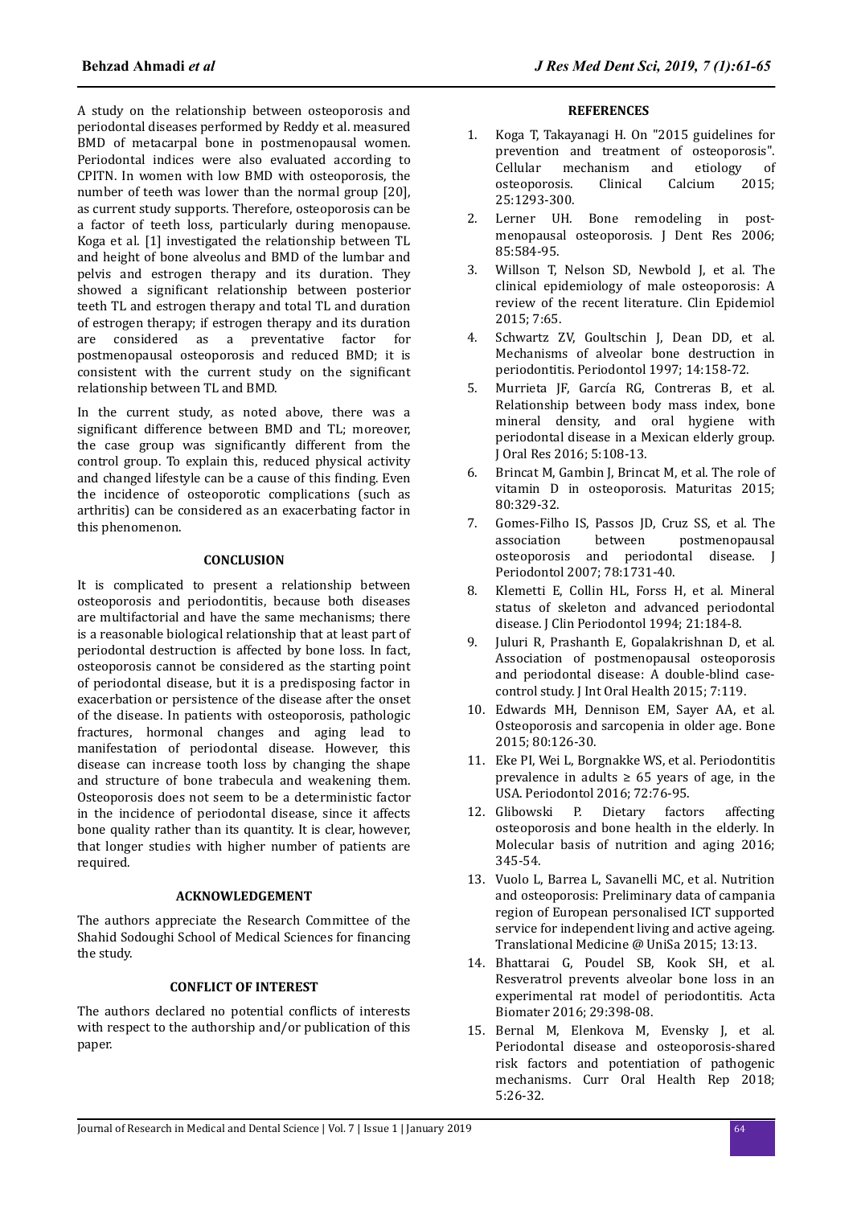A study on the relationship between osteoporosis and periodontal diseases performed by Reddy et al. measured BMD of metacarpal bone in postmenopausal women. Periodontal indices were also evaluated according to CPITN. In women with low BMD with osteoporosis, the number of teeth was lower than the normal group [20], as current study supports. Therefore, osteoporosis can be a factor of teeth loss, particularly during menopause. Koga et al. [1] investigated the relationship between TL and height of bone alveolus and BMD of the lumbar and pelvis and estrogen therapy and its duration. They showed a significant relationship between posterior teeth TL and estrogen therapy and total TL and duration of estrogen therapy; if estrogen therapy and its duration are considered as a preventative factor for postmenopausal osteoporosis and reduced BMD; it is consistent with the current study on the significant relationship between TL and BMD.

In the current study, as noted above, there was a significant difference between BMD and TL; moreover, the case group was significantly different from the control group. To explain this, reduced physical activity and changed lifestyle can be a cause of this finding. Even the incidence of osteoporotic complications (such as arthritis) can be considered as an exacerbating factor in this phenomenon.

## CONCLUSION

It is complicated to present a relationship between osteoporosis and periodontitis, because both diseases are multifactorial and have the same mechanisms; there is a reasonable biological relationship that at least part of periodontal destruction is affected by bone loss. In fact, osteoporosis cannot be considered as the starting point of periodontal disease, but it is a predisposing factor in exacerbation or persistence of the disease after the onset of the disease. In patients with osteoporosis, pathologic fractures, hormonal changes and aging lead to manifestation of periodontal disease. However, this disease can increase tooth loss by changing the shape and structure of bone trabecula and weakening them. Osteoporosis does not seem to be a deterministic factor in the incidence of periodontal disease, since it affects bone quality rather than its quantity. It is clear, however, that longer studies with higher number of patients are required.

## ACKNOWLEDGEMENT

The authors appreciate the Research Committee of the Shahid Sodoughi School of Medical Sciences for financing the study.

## CONFLICT OF INTEREST

The authors declared no potential conflicts of interests with respect to the authorship and/or publication of this paper.

## REFERENCES

1. Koga T, Takayanagi H. On "2015 guidelines for prevention and treatment of osteoporosis". Cellular mechanism and etiology of osteoporosis. Clinical Calcium 2015; 25:1293-300.
2. Lerner UH. Bone remodeling in post-menopausal osteoporosis. J Dent Res 2006; 85:584-95.
3. Willson T, Nelson SD, Newbold J, et al. The clinical epidemiology of male osteoporosis: A review of the recent literature. Clin Epidemiol 2015; 7:65.
4. Schwartz ZV, Goultschin J, Dean DD, et al. Mechanisms of alveolar bone destruction in periodontitis. Periodontol 1997; 14:158-72.
5. Murrieta JF, García RG, Contreras B, et al. Relationship between body mass index, bone mineral density, and oral hygiene with periodontal disease in a Mexican elderly group. J Oral Res 2016; 5:108-13.
6. Brincat M, Gambin J, Brincat M, et al. The role of vitamin D in osteoporosis. Maturitas 2015; 80:329-32.
7. Gomes-Filho IS, Passos JD, Cruz SS, et al. The association between postmenopausal osteoporosis and periodontal disease. J Periodontol 2007; 78:1731-40.
8. Klemetti E, Collin HL, Forss H, et al. Mineral status of skeleton and advanced periodontal disease. J Clin Periodontol 1994; 21:184-8.
9. Juluri R, Prashanth E, Gopalakrishnan D, et al. Association of postmenopausal osteoporosis and periodontal disease: A double-blind case-control study. J Int Oral Health 2015; 7:119.
10. Edwards MH, Dennison EM, Sayer AA, et al. Osteoporosis and sarcopenia in older age. Bone 2015; 80:126-30.
11. Eke PI, Wei L, Borgnakke WS, et al. Periodontitis prevalence in adults ≥ 65 years of age, in the USA. Periodontol 2016; 72:76-95.
12. Glibowski P. Dietary factors affecting osteoporosis and bone health in the elderly. In Molecular basis of nutrition and aging 2016; 345-54.
13. Vuolo L, Barrea L, Savanelli MC, et al. Nutrition and osteoporosis: Preliminary data of campania region of European personalised ICT supported service for independent living and active ageing. Translational Medicine @ UniSa 2015; 13:13.
14. Bhattarai G, Poudel SB, Kook SH, et al. Resveratrol prevents alveolar bone loss in an experimental rat model of periodontitis. Acta Biomater 2016; 29:398-08.
15. Bernal M, Elenkova M, Evensky J, et al. Periodontal disease and osteoporosis-shared risk factors and potentiation of pathogenic mechanisms. Curr Oral Health Rep 2018; 5:26-32.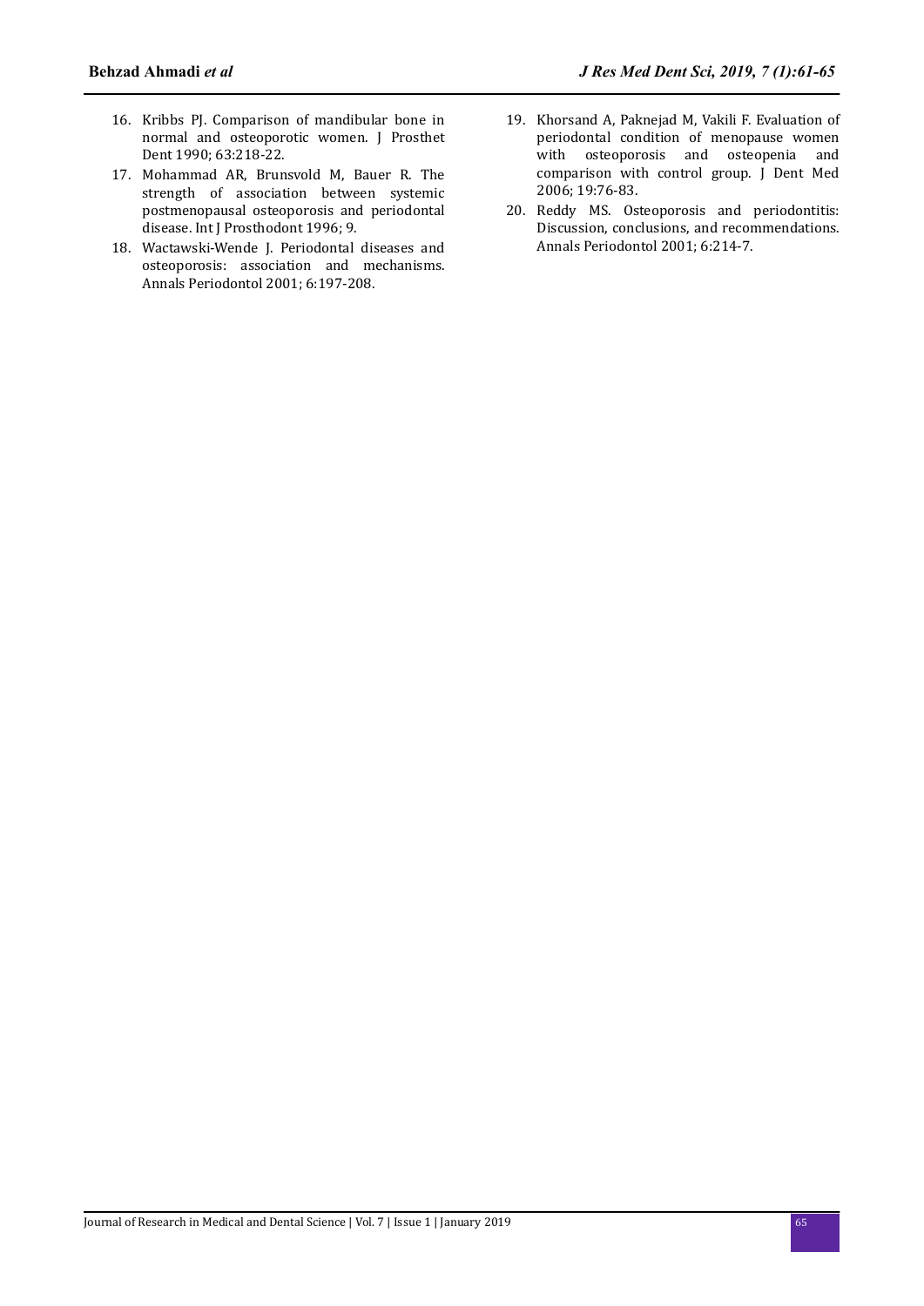16. Kribbs PJ. Comparison of mandibular bone in normal and osteoporotic women. J Prosthet Dent 1990; 63:218-22.
17. Mohammad AR, Brunsvold M, Bauer R. The strength of association between systemic postmenopausal osteoporosis and periodontal disease. Int J Prosthodont 1996; 9.
18. Wactawski-Wende J. Periodontal diseases and osteoporosis: association and mechanisms. Annals Periodontol 2001; 6:197-208.
19. Khorsand A, Paknejad M, Vakili F. Evaluation of periodontal condition of menopause women with osteoporosis and osteopenia and comparison with control group. J Dent Med 2006; 19:76-83.
20. Reddy MS. Osteoporosis and periodontitis: Discussion, conclusions, and recommendations. Annals Periodontol 2001; 6:214-7.